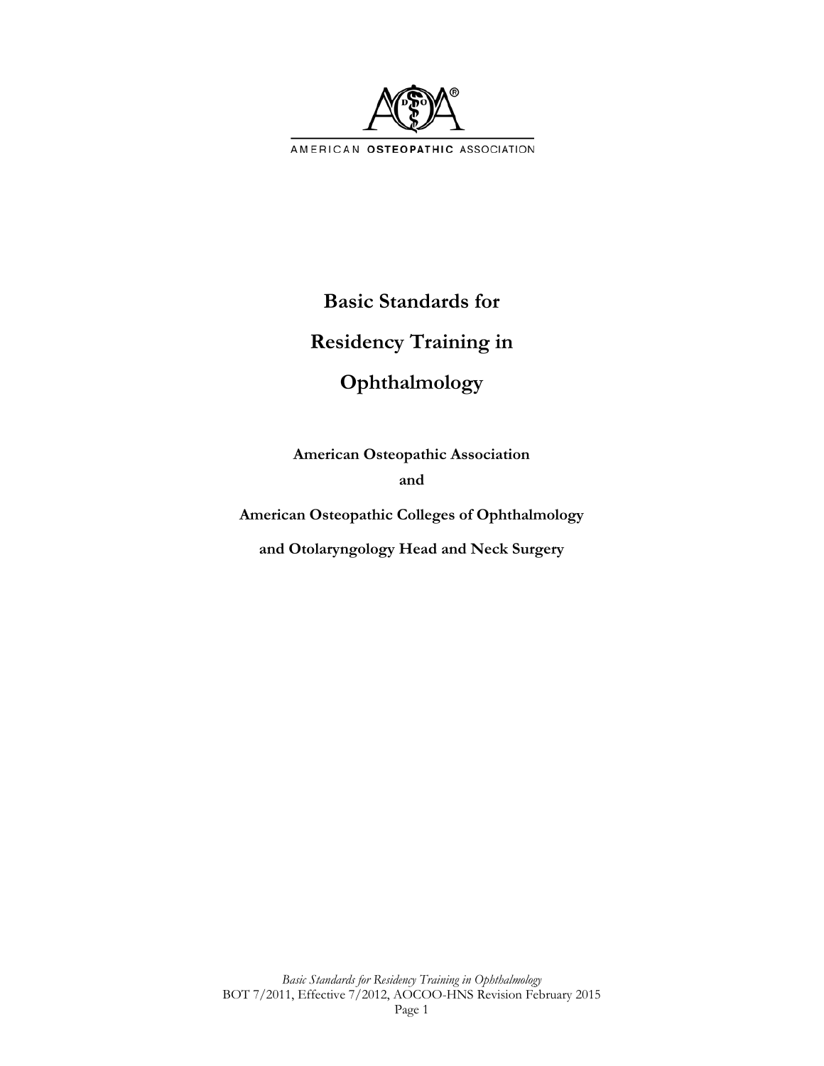AMERICAN OSTEOPATHIC ASSOCIATION

# Basic Standards for Residency Training in Ophthalmology

**American Osteopathic Association**

**and**

**American Osteopathic Colleges of Ophthalmology and Otolaryngology Head and Neck Surgery**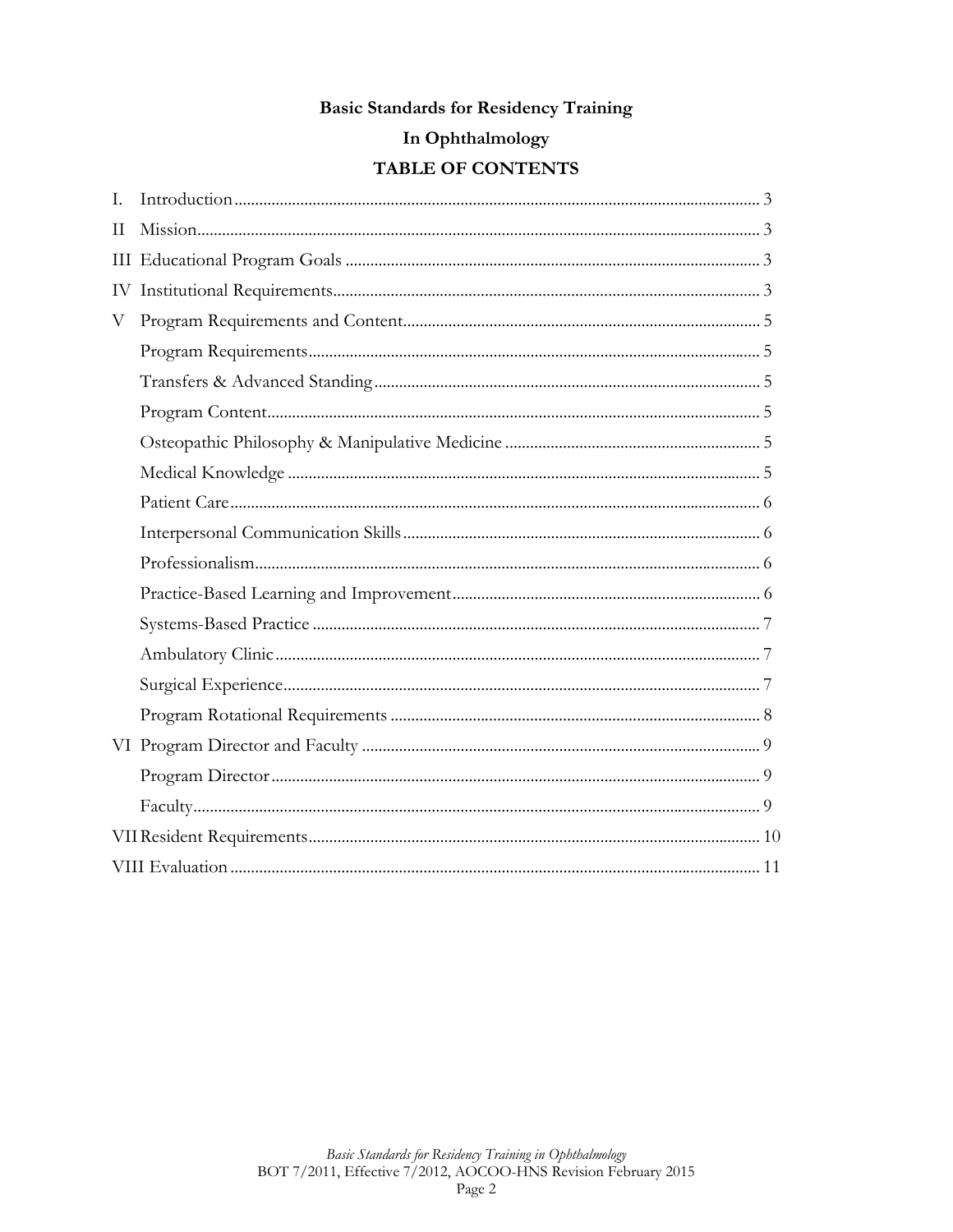**Basic Standards for Residency Training**

**In Ophthalmology**

**TABLE OF CONTENTS**

I. Introduction ........ 3
II Mission ........ 3
III Educational Program Goals ........ 3
IV Institutional Requirements ........ 3
V Program Requirements and Content ........ 5
  Program Requirements ........ 5
  Transfers & Advanced Standing ........ 5
  Program Content ........ 5
  Osteopathic Philosophy & Manipulative Medicine ........ 5
  Medical Knowledge ........ 5
  Patient Care ........ 6
  Interpersonal Communication Skills ........ 6
  Professionalism ........ 6
  Practice-Based Learning and Improvement ........ 6
  Systems-Based Practice ........ 7
  Ambulatory Clinic ........ 7
  Surgical Experience ........ 7
  Program Rotational Requirements ........ 8
VI Program Director and Faculty ........ 9
  Program Director ........ 9
  Faculty ........ 9
VII Resident Requirements ........ 10
VIII Evaluation ........ 11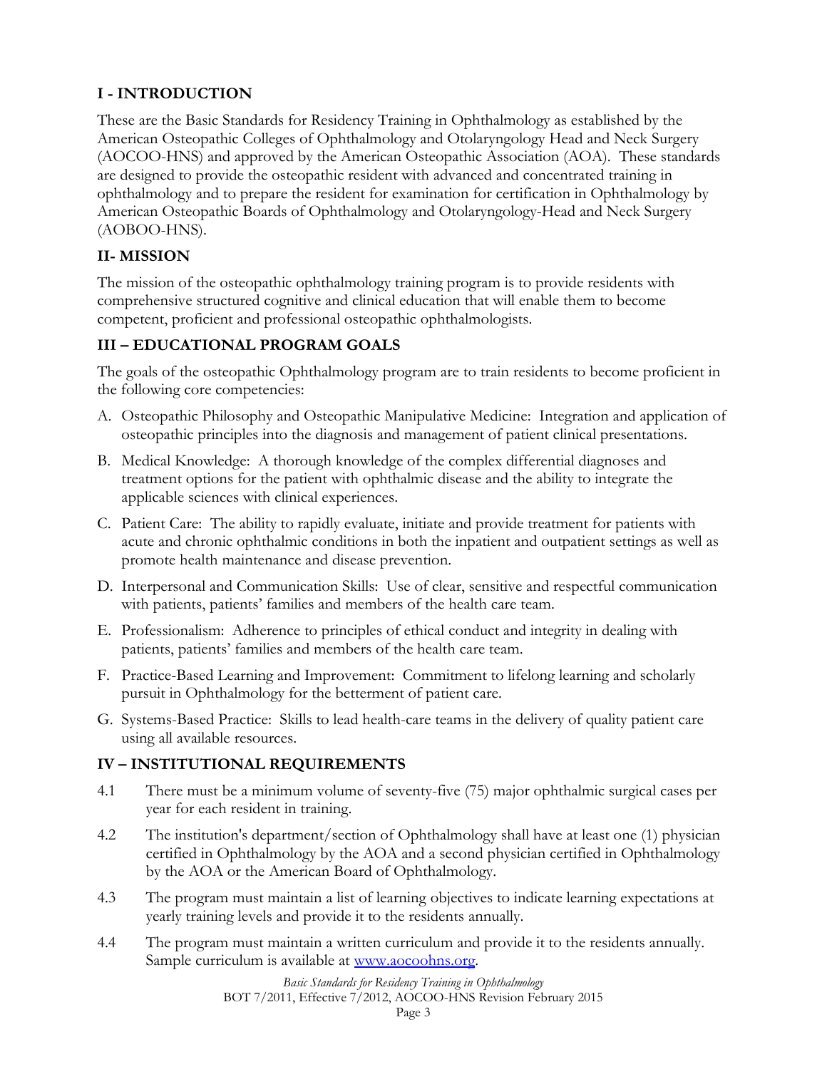## I - INTRODUCTION

These are the Basic Standards for Residency Training in Ophthalmology as established by the American Osteopathic Colleges of Ophthalmology and Otolaryngology Head and Neck Surgery (AOCOO-HNS) and approved by the American Osteopathic Association (AOA). These standards are designed to provide the osteopathic resident with advanced and concentrated training in ophthalmology and to prepare the resident for examination for certification in Ophthalmology by American Osteopathic Boards of Ophthalmology and Otolaryngology-Head and Neck Surgery (AOBOO-HNS).

## II- MISSION

The mission of the osteopathic ophthalmology training program is to provide residents with comprehensive structured cognitive and clinical education that will enable them to become competent, proficient and professional osteopathic ophthalmologists.

## III – EDUCATIONAL PROGRAM GOALS

The goals of the osteopathic Ophthalmology program are to train residents to become proficient in the following core competencies:

A. Osteopathic Philosophy and Osteopathic Manipulative Medicine: Integration and application of osteopathic principles into the diagnosis and management of patient clinical presentations.

B. Medical Knowledge: A thorough knowledge of the complex differential diagnoses and treatment options for the patient with ophthalmic disease and the ability to integrate the applicable sciences with clinical experiences.

C. Patient Care: The ability to rapidly evaluate, initiate and provide treatment for patients with acute and chronic ophthalmic conditions in both the inpatient and outpatient settings as well as promote health maintenance and disease prevention.

D. Interpersonal and Communication Skills: Use of clear, sensitive and respectful communication with patients, patients' families and members of the health care team.

E. Professionalism: Adherence to principles of ethical conduct and integrity in dealing with patients, patients' families and members of the health care team.

F. Practice-Based Learning and Improvement: Commitment to lifelong learning and scholarly pursuit in Ophthalmology for the betterment of patient care.

G. Systems-Based Practice: Skills to lead health-care teams in the delivery of quality patient care using all available resources.

## IV – INSTITUTIONAL REQUIREMENTS

4.1 There must be a minimum volume of seventy-five (75) major ophthalmic surgical cases per year for each resident in training.

4.2 The institution's department/section of Ophthalmology shall have at least one (1) physician certified in Ophthalmology by the AOA and a second physician certified in Ophthalmology by the AOA or the American Board of Ophthalmology.

4.3 The program must maintain a list of learning objectives to indicate learning expectations at yearly training levels and provide it to the residents annually.

4.4 The program must maintain a written curriculum and provide it to the residents annually. Sample curriculum is available at www.aocoohns.org.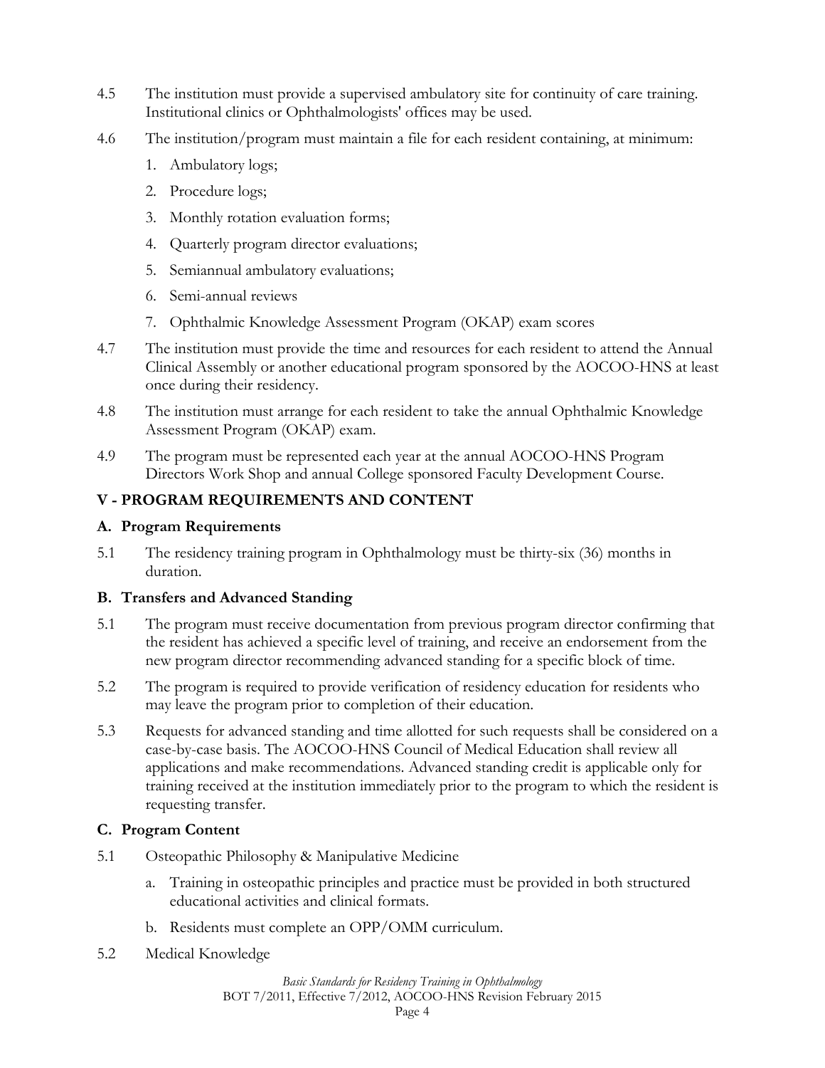4.5 The institution must provide a supervised ambulatory site for continuity of care training. Institutional clinics or Ophthalmologists' offices may be used.

4.6 The institution/program must maintain a file for each resident containing, at minimum:

1. Ambulatory logs;
2. Procedure logs;
3. Monthly rotation evaluation forms;
4. Quarterly program director evaluations;
5. Semiannual ambulatory evaluations;
6. Semi-annual reviews
7. Ophthalmic Knowledge Assessment Program (OKAP) exam scores

4.7 The institution must provide the time and resources for each resident to attend the Annual Clinical Assembly or another educational program sponsored by the AOCOO-HNS at least once during their residency.

4.8 The institution must arrange for each resident to take the annual Ophthalmic Knowledge Assessment Program (OKAP) exam.

4.9 The program must be represented each year at the annual AOCOO-HNS Program Directors Work Shop and annual College sponsored Faculty Development Course.

## V - PROGRAM REQUIREMENTS AND CONTENT

### A. Program Requirements

5.1 The residency training program in Ophthalmology must be thirty-six (36) months in duration.

### B. Transfers and Advanced Standing

5.1 The program must receive documentation from previous program director confirming that the resident has achieved a specific level of training, and receive an endorsement from the new program director recommending advanced standing for a specific block of time.

5.2 The program is required to provide verification of residency education for residents who may leave the program prior to completion of their education.

5.3 Requests for advanced standing and time allotted for such requests shall be considered on a case-by-case basis. The AOCOO-HNS Council of Medical Education shall review all applications and make recommendations. Advanced standing credit is applicable only for training received at the institution immediately prior to the program to which the resident is requesting transfer.

### C. Program Content

5.1 Osteopathic Philosophy & Manipulative Medicine

a. Training in osteopathic principles and practice must be provided in both structured educational activities and clinical formats.

b. Residents must complete an OPP/OMM curriculum.

5.2 Medical Knowledge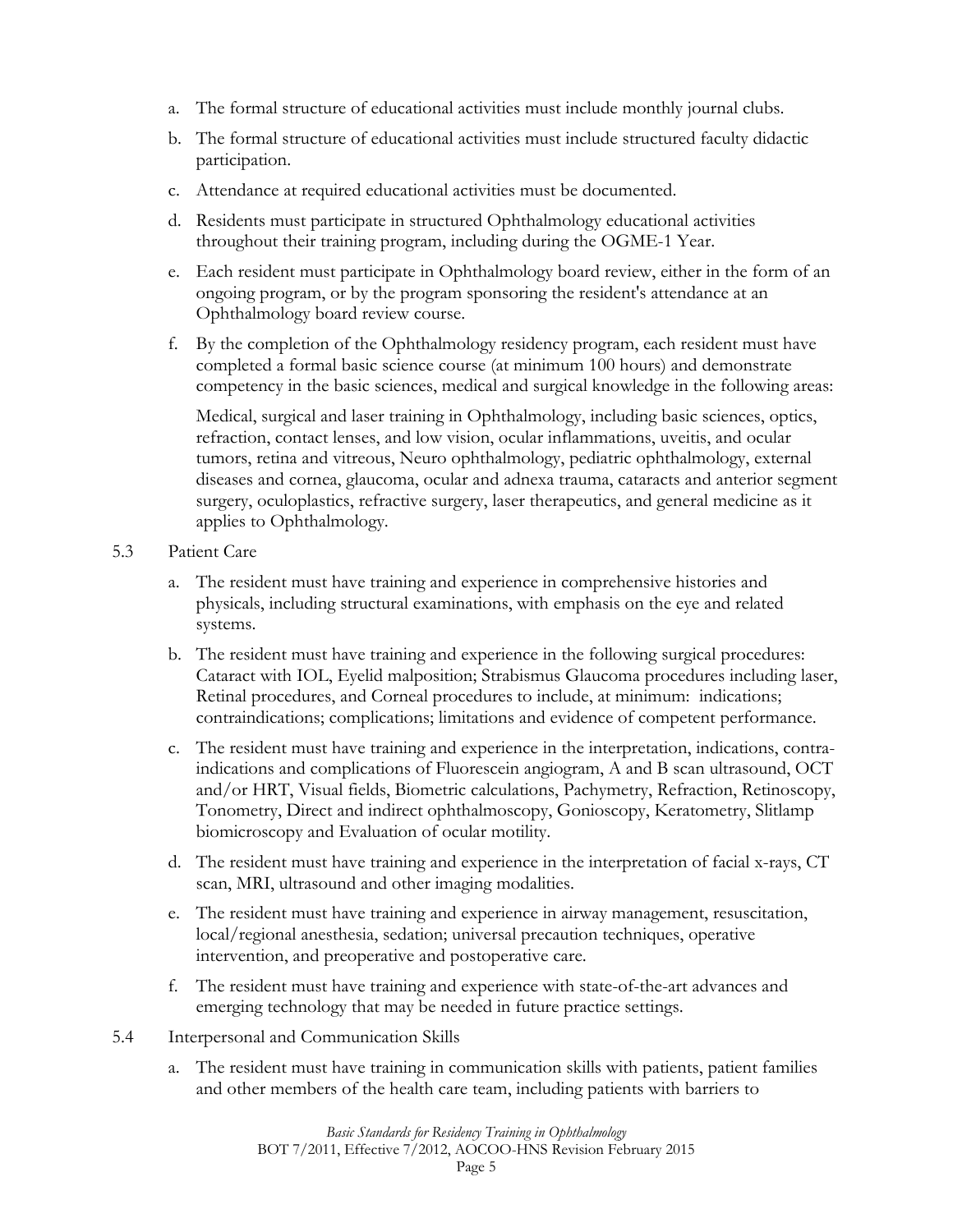a. The formal structure of educational activities must include monthly journal clubs.

b. The formal structure of educational activities must include structured faculty didactic participation.

c. Attendance at required educational activities must be documented.

d. Residents must participate in structured Ophthalmology educational activities throughout their training program, including during the OGME-1 Year.

e. Each resident must participate in Ophthalmology board review, either in the form of an ongoing program, or by the program sponsoring the resident's attendance at an Ophthalmology board review course.

f. By the completion of the Ophthalmology residency program, each resident must have completed a formal basic science course (at minimum 100 hours) and demonstrate competency in the basic sciences, medical and surgical knowledge in the following areas:

   Medical, surgical and laser training in Ophthalmology, including basic sciences, optics, refraction, contact lenses, and low vision, ocular inflammations, uveitis, and ocular tumors, retina and vitreous, Neuro ophthalmology, pediatric ophthalmology, external diseases and cornea, glaucoma, ocular and adnexa trauma, cataracts and anterior segment surgery, oculoplastics, refractive surgery, laser therapeutics, and general medicine as it applies to Ophthalmology.

5.3 Patient Care

a. The resident must have training and experience in comprehensive histories and physicals, including structural examinations, with emphasis on the eye and related systems.

b. The resident must have training and experience in the following surgical procedures: Cataract with IOL, Eyelid malposition; Strabismus Glaucoma procedures including laser, Retinal procedures, and Corneal procedures to include, at minimum: indications; contraindications; complications; limitations and evidence of competent performance.

c. The resident must have training and experience in the interpretation, indications, contra-indications and complications of Fluorescein angiogram, A and B scan ultrasound, OCT and/or HRT, Visual fields, Biometric calculations, Pachymetry, Refraction, Retinoscopy, Tonometry, Direct and indirect ophthalmoscopy, Gonioscopy, Keratometry, Slitlamp biomicroscopy and Evaluation of ocular motility.

d. The resident must have training and experience in the interpretation of facial x-rays, CT scan, MRI, ultrasound and other imaging modalities.

e. The resident must have training and experience in airway management, resuscitation, local/regional anesthesia, sedation; universal precaution techniques, operative intervention, and preoperative and postoperative care.

f. The resident must have training and experience with state-of-the-art advances and emerging technology that may be needed in future practice settings.

5.4 Interpersonal and Communication Skills

a. The resident must have training in communication skills with patients, patient families and other members of the health care team, including patients with barriers to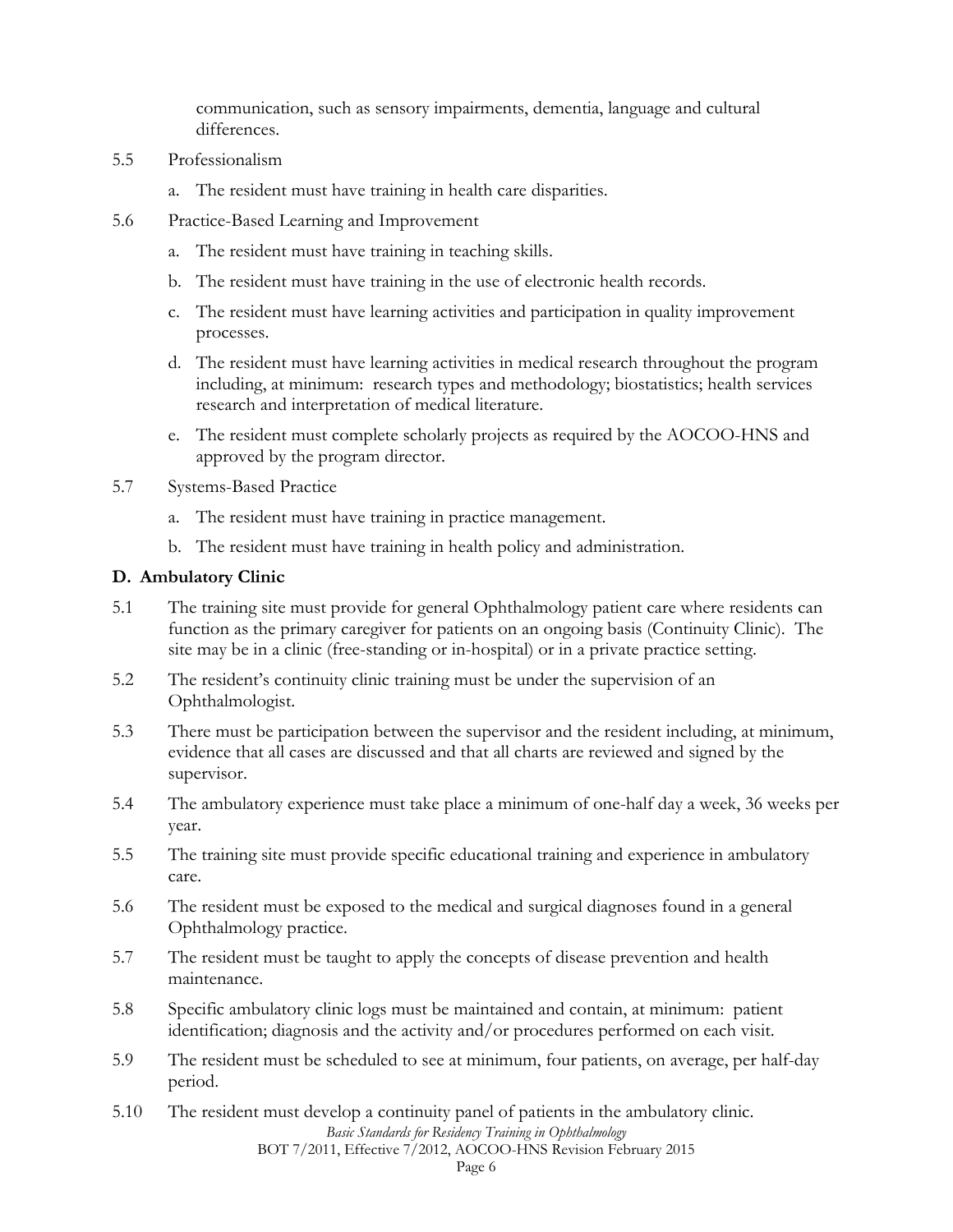communication, such as sensory impairments, dementia, language and cultural differences.

5.5 Professionalism

a. The resident must have training in health care disparities.

5.6 Practice-Based Learning and Improvement

a. The resident must have training in teaching skills.

b. The resident must have training in the use of electronic health records.

c. The resident must have learning activities and participation in quality improvement processes.

d. The resident must have learning activities in medical research throughout the program including, at minimum: research types and methodology; biostatistics; health services research and interpretation of medical literature.

e. The resident must complete scholarly projects as required by the AOCOO-HNS and approved by the program director.

5.7 Systems-Based Practice

a. The resident must have training in practice management.

b. The resident must have training in health policy and administration.

**D. Ambulatory Clinic**

5.1 The training site must provide for general Ophthalmology patient care where residents can function as the primary caregiver for patients on an ongoing basis (Continuity Clinic). The site may be in a clinic (free-standing or in-hospital) or in a private practice setting.

5.2 The resident's continuity clinic training must be under the supervision of an Ophthalmologist.

5.3 There must be participation between the supervisor and the resident including, at minimum, evidence that all cases are discussed and that all charts are reviewed and signed by the supervisor.

5.4 The ambulatory experience must take place a minimum of one-half day a week, 36 weeks per year.

5.5 The training site must provide specific educational training and experience in ambulatory care.

5.6 The resident must be exposed to the medical and surgical diagnoses found in a general Ophthalmology practice.

5.7 The resident must be taught to apply the concepts of disease prevention and health maintenance.

5.8 Specific ambulatory clinic logs must be maintained and contain, at minimum: patient identification; diagnosis and the activity and/or procedures performed on each visit.

5.9 The resident must be scheduled to see at minimum, four patients, on average, per half-day period.

5.10 The resident must develop a continuity panel of patients in the ambulatory clinic.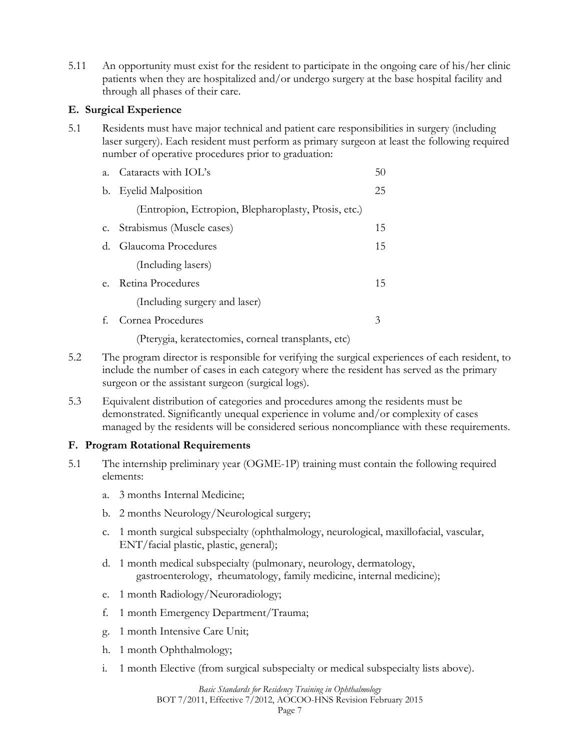5.11 An opportunity must exist for the resident to participate in the ongoing care of his/her clinic patients when they are hospitalized and/or undergo surgery at the base hospital facility and through all phases of their care.

### E. Surgical Experience

5.1 Residents must have major technical and patient care responsibilities in surgery (including laser surgery). Each resident must perform as primary surgeon at least the following required number of operative procedures prior to graduation:

| | Procedure | Number |
|---|---|---|
| a. | Cataracts with IOL's | 50 |
| b. | Eyelid Malposition (Entropion, Ectropion, Blepharoplasty, Ptosis, etc.) | 25 |
| c. | Strabismus (Muscle cases) | 15 |
| d. | Glaucoma Procedures (Including lasers) | 15 |
| e. | Retina Procedures (Including surgery and laser) | 15 |
| f. | Cornea Procedures (Pterygia, keratectomies, corneal transplants, etc) | 3 |

5.2 The program director is responsible for verifying the surgical experiences of each resident, to include the number of cases in each category where the resident has served as the primary surgeon or the assistant surgeon (surgical logs).

5.3 Equivalent distribution of categories and procedures among the residents must be demonstrated. Significantly unequal experience in volume and/or complexity of cases managed by the residents will be considered serious noncompliance with these requirements.

### F. Program Rotational Requirements

5.1 The internship preliminary year (OGME-1P) training must contain the following required elements:

a. 3 months Internal Medicine;

b. 2 months Neurology/Neurological surgery;

c. 1 month surgical subspecialty (ophthalmology, neurological, maxillofacial, vascular, ENT/facial plastic, plastic, general);

d. 1 month medical subspecialty (pulmonary, neurology, dermatology, gastroenterology, rheumatology, family medicine, internal medicine);

e. 1 month Radiology/Neuroradiology;

f. 1 month Emergency Department/Trauma;

g. 1 month Intensive Care Unit;

h. 1 month Ophthalmology;

i. 1 month Elective (from surgical subspecialty or medical subspecialty lists above).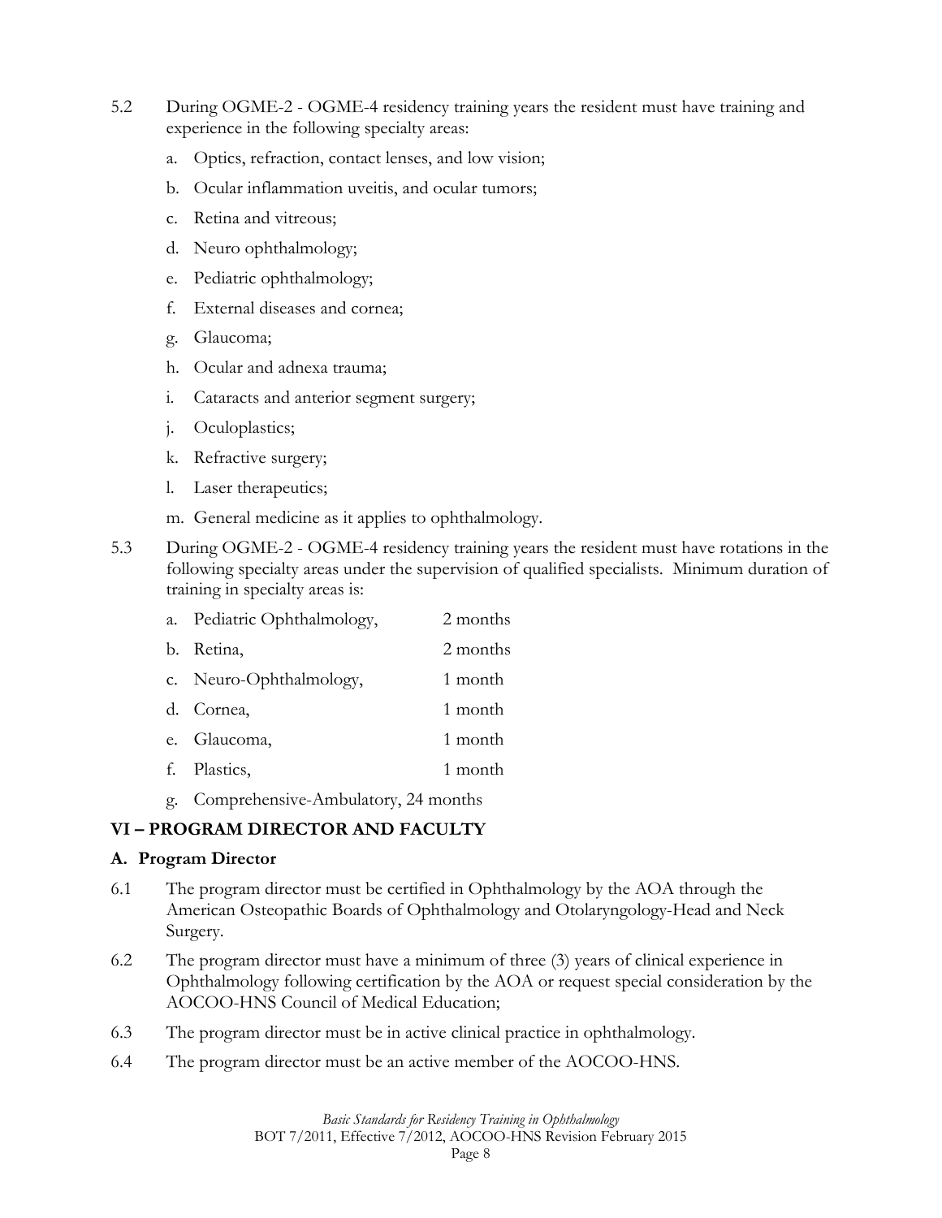5.2 During OGME-2 - OGME-4 residency training years the resident must have training and experience in the following specialty areas:

   a. Optics, refraction, contact lenses, and low vision;
   b. Ocular inflammation uveitis, and ocular tumors;
   c. Retina and vitreous;
   d. Neuro ophthalmology;
   e. Pediatric ophthalmology;
   f. External diseases and cornea;
   g. Glaucoma;
   h. Ocular and adnexa trauma;
   i. Cataracts and anterior segment surgery;
   j. Oculoplastics;
   k. Refractive surgery;
   l. Laser therapeutics;
   m. General medicine as it applies to ophthalmology.

5.3 During OGME-2 - OGME-4 residency training years the resident must have rotations in the following specialty areas under the supervision of qualified specialists. Minimum duration of training in specialty areas is:

   a. Pediatric Ophthalmology, 2 months
   b. Retina, 2 months
   c. Neuro-Ophthalmology, 1 month
   d. Cornea, 1 month
   e. Glaucoma, 1 month
   f. Plastics, 1 month
   g. Comprehensive-Ambulatory, 24 months

## VI – PROGRAM DIRECTOR AND FACULTY

### A. Program Director

6.1 The program director must be certified in Ophthalmology by the AOA through the American Osteopathic Boards of Ophthalmology and Otolaryngology-Head and Neck Surgery.

6.2 The program director must have a minimum of three (3) years of clinical experience in Ophthalmology following certification by the AOA or request special consideration by the AOCOO-HNS Council of Medical Education;

6.3 The program director must be in active clinical practice in ophthalmology.

6.4 The program director must be an active member of the AOCOO-HNS.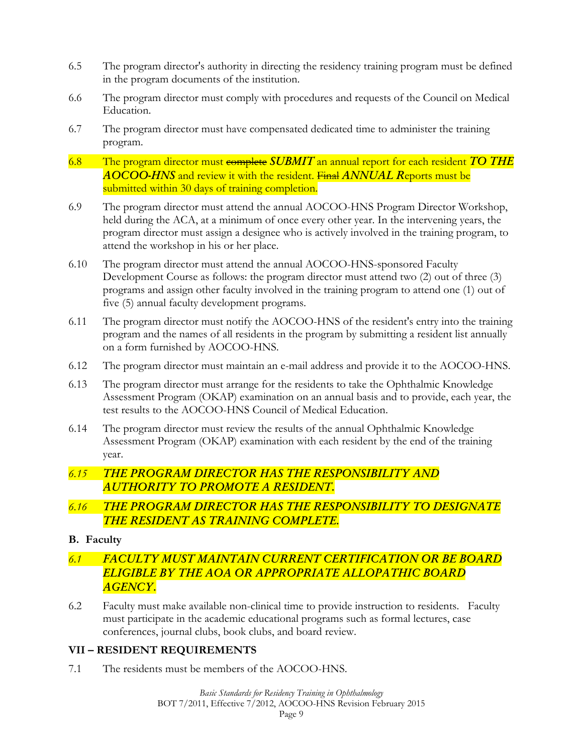6.5 The program director's authority in directing the residency training program must be defined in the program documents of the institution.

6.6 The program director must comply with procedures and requests of the Council on Medical Education.

6.7 The program director must have compensated dedicated time to administer the training program.

6.8 The program director must ~~complete~~ ***SUBMIT*** an annual report for each resident ***TO THE AOCOO-HNS*** and review it with the resident. ~~Final~~ ***ANNUAL R***eports must be submitted within 30 days of training completion.

6.9 The program director must attend the annual AOCOO-HNS Program Director Workshop, held during the ACA, at a minimum of once every other year. In the intervening years, the program director must assign a designee who is actively involved in the training program, to attend the workshop in his or her place.

6.10 The program director must attend the annual AOCOO-HNS-sponsored Faculty Development Course as follows: the program director must attend two (2) out of three (3) programs and assign other faculty involved in the training program to attend one (1) out of five (5) annual faculty development programs.

6.11 The program director must notify the AOCOO-HNS of the resident's entry into the training program and the names of all residents in the program by submitting a resident list annually on a form furnished by AOCOO-HNS.

6.12 The program director must maintain an e-mail address and provide it to the AOCOO-HNS.

6.13 The program director must arrange for the residents to take the Ophthalmic Knowledge Assessment Program (OKAP) examination on an annual basis and to provide, each year, the test results to the AOCOO-HNS Council of Medical Education.

6.14 The program director must review the results of the annual Ophthalmic Knowledge Assessment Program (OKAP) examination with each resident by the end of the training year.

*6.15 THE PROGRAM DIRECTOR HAS THE RESPONSIBILITY AND AUTHORITY TO PROMOTE A RESIDENT.*

*6.16 THE PROGRAM DIRECTOR HAS THE RESPONSIBILITY TO DESIGNATE THE RESIDENT AS TRAINING COMPLETE.*

**B. Faculty**

*6.1 FACULTY MUST MAINTAIN CURRENT CERTIFICATION OR BE BOARD ELIGIBLE BY THE AOA OR APPROPRIATE ALLOPATHIC BOARD AGENCY.*

6.2 Faculty must make available non-clinical time to provide instruction to residents. Faculty must participate in the academic educational programs such as formal lectures, case conferences, journal clubs, book clubs, and board review.

## VII – RESIDENT REQUIREMENTS

7.1 The residents must be members of the AOCOO-HNS.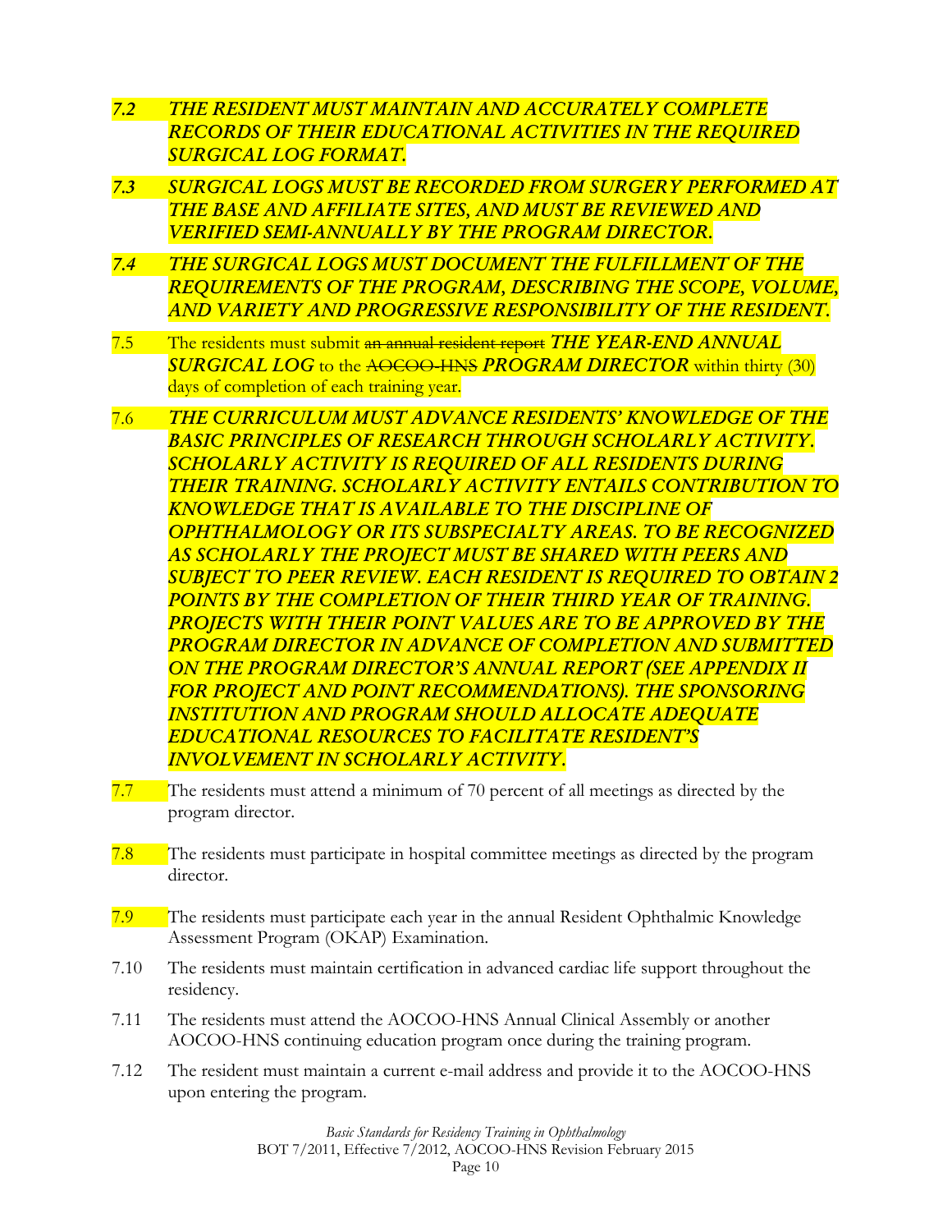*7.2 THE RESIDENT MUST MAINTAIN AND ACCURATELY COMPLETE RECORDS OF THEIR EDUCATIONAL ACTIVITIES IN THE REQUIRED SURGICAL LOG FORMAT.*

*7.3 SURGICAL LOGS MUST BE RECORDED FROM SURGERY PERFORMED AT THE BASE AND AFFILIATE SITES, AND MUST BE REVIEWED AND VERIFIED SEMI-ANNUALLY BY THE PROGRAM DIRECTOR.*

*7.4 THE SURGICAL LOGS MUST DOCUMENT THE FULFILLMENT OF THE REQUIREMENTS OF THE PROGRAM, DESCRIBING THE SCOPE, VOLUME, AND VARIETY AND PROGRESSIVE RESPONSIBILITY OF THE RESIDENT.*

7.5 The residents must submit ~~an annual resident report~~ ***THE YEAR-END ANNUAL SURGICAL LOG*** to the ~~AOCOO-HNS~~ ***PROGRAM DIRECTOR*** within thirty (30) days of completion of each training year.

7.6 *THE CURRICULUM MUST ADVANCE RESIDENTS' KNOWLEDGE OF THE BASIC PRINCIPLES OF RESEARCH THROUGH SCHOLARLY ACTIVITY. SCHOLARLY ACTIVITY IS REQUIRED OF ALL RESIDENTS DURING THEIR TRAINING. SCHOLARLY ACTIVITY ENTAILS CONTRIBUTION TO KNOWLEDGE THAT IS AVAILABLE TO THE DISCIPLINE OF OPHTHALMOLOGY OR ITS SUBSPECIALTY AREAS. TO BE RECOGNIZED AS SCHOLARLY THE PROJECT MUST BE SHARED WITH PEERS AND SUBJECT TO PEER REVIEW. EACH RESIDENT IS REQUIRED TO OBTAIN 2 POINTS BY THE COMPLETION OF THEIR THIRD YEAR OF TRAINING. PROJECTS WITH THEIR POINT VALUES ARE TO BE APPROVED BY THE PROGRAM DIRECTOR IN ADVANCE OF COMPLETION AND SUBMITTED ON THE PROGRAM DIRECTOR'S ANNUAL REPORT (SEE APPENDIX II FOR PROJECT AND POINT RECOMMENDATIONS). THE SPONSORING INSTITUTION AND PROGRAM SHOULD ALLOCATE ADEQUATE EDUCATIONAL RESOURCES TO FACILITATE RESIDENT'S INVOLVEMENT IN SCHOLARLY ACTIVITY.*

7.7 The residents must attend a minimum of 70 percent of all meetings as directed by the program director.

7.8 The residents must participate in hospital committee meetings as directed by the program director.

7.9 The residents must participate each year in the annual Resident Ophthalmic Knowledge Assessment Program (OKAP) Examination.

7.10 The residents must maintain certification in advanced cardiac life support throughout the residency.

7.11 The residents must attend the AOCOO-HNS Annual Clinical Assembly or another AOCOO-HNS continuing education program once during the training program.

7.12 The resident must maintain a current e-mail address and provide it to the AOCOO-HNS upon entering the program.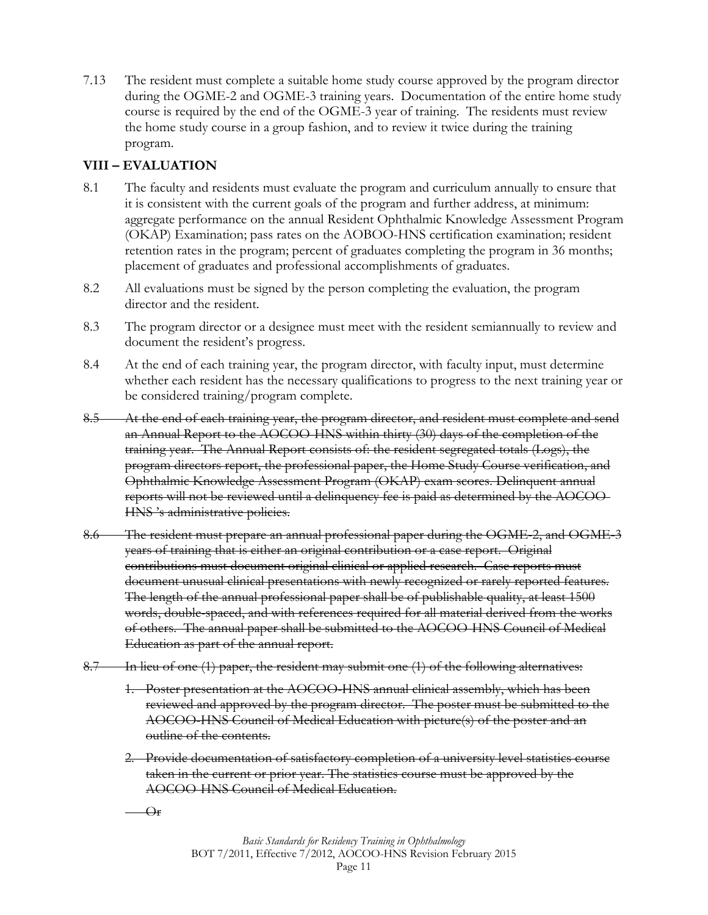7.13 The resident must complete a suitable home study course approved by the program director during the OGME-2 and OGME-3 training years. Documentation of the entire home study course is required by the end of the OGME-3 year of training. The residents must review the home study course in a group fashion, and to review it twice during the training program.

## VIII – EVALUATION

8.1 The faculty and residents must evaluate the program and curriculum annually to ensure that it is consistent with the current goals of the program and further address, at minimum: aggregate performance on the annual Resident Ophthalmic Knowledge Assessment Program (OKAP) Examination; pass rates on the AOBOO-HNS certification examination; resident retention rates in the program; percent of graduates completing the program in 36 months; placement of graduates and professional accomplishments of graduates.

8.2 All evaluations must be signed by the person completing the evaluation, the program director and the resident.

8.3 The program director or a designee must meet with the resident semiannually to review and document the resident's progress.

8.4 At the end of each training year, the program director, with faculty input, must determine whether each resident has the necessary qualifications to progress to the next training year or be considered training/program complete.

~~8.5 At the end of each training year, the program director, and resident must complete and send an Annual Report to the AOCOO-HNS within thirty (30) days of the completion of the training year. The Annual Report consists of: the resident segregated totals (Logs), the program directors report, the professional paper, the Home Study Course verification, and Ophthalmic Knowledge Assessment Program (OKAP) exam scores. Delinquent annual reports will not be reviewed until a delinquency fee is paid as determined by the AOCOO-HNS 's administrative policies.~~

~~8.6 The resident must prepare an annual professional paper during the OGME-2, and OGME-3 years of training that is either an original contribution or a case report. Original contributions must document original clinical or applied research. Case reports must document unusual clinical presentations with newly recognized or rarely reported features. The length of the annual professional paper shall be of publishable quality, at least 1500 words, double-spaced, and with references required for all material derived from the works of others. The annual paper shall be submitted to the AOCOO-HNS Council of Medical Education as part of the annual report.~~

~~8.7 In lieu of one (1) paper, the resident may submit one (1) of the following alternatives:~~

1. ~~Poster presentation at the AOCOO-HNS annual clinical assembly, which has been reviewed and approved by the program director. The poster must be submitted to the AOCOO-HNS Council of Medical Education with picture(s) of the poster and an outline of the contents.~~
2. ~~Provide documentation of satisfactory completion of a university level statistics course taken in the current or prior year. The statistics course must be approved by the AOCOO-HNS Council of Medical Education.~~

~~Or~~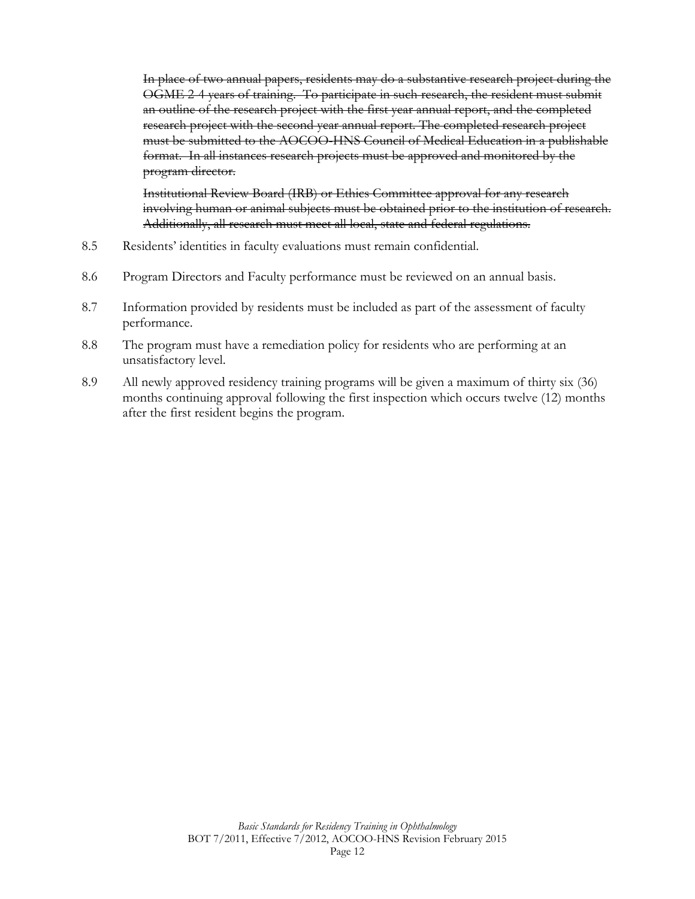~~In place of two annual papers, residents may do a substantive research project during the OGME 2-4 years of training. To participate in such research, the resident must submit an outline of the research project with the first year annual report, and the completed research project with the second year annual report. The completed research project must be submitted to the AOCOO-HNS Council of Medical Education in a publishable format. In all instances research projects must be approved and monitored by the program director.~~

~~Institutional Review Board (IRB) or Ethics Committee approval for any research involving human or animal subjects must be obtained prior to the institution of research. Additionally, all research must meet all local, state and federal regulations.~~

8.5 Residents' identities in faculty evaluations must remain confidential.

8.6 Program Directors and Faculty performance must be reviewed on an annual basis.

8.7 Information provided by residents must be included as part of the assessment of faculty performance.

8.8 The program must have a remediation policy for residents who are performing at an unsatisfactory level.

8.9 All newly approved residency training programs will be given a maximum of thirty six (36) months continuing approval following the first inspection which occurs twelve (12) months after the first resident begins the program.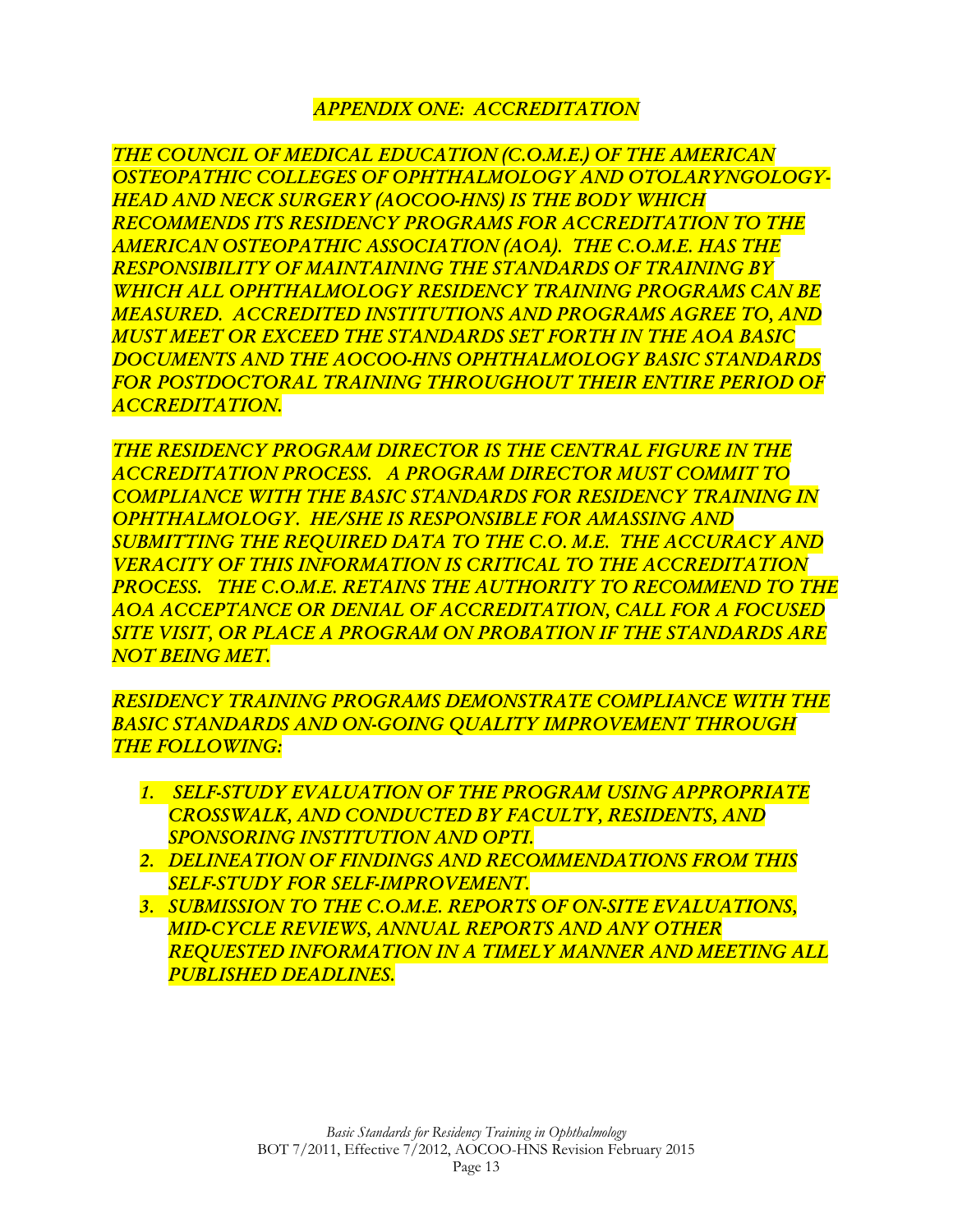## *APPENDIX ONE: ACCREDITATION*

*THE COUNCIL OF MEDICAL EDUCATION (C.O.M.E.) OF THE AMERICAN OSTEOPATHIC COLLEGES OF OPHTHALMOLOGY AND OTOLARYNGOLOGY-HEAD AND NECK SURGERY (AOCOO-HNS) IS THE BODY WHICH RECOMMENDS ITS RESIDENCY PROGRAMS FOR ACCREDITATION TO THE AMERICAN OSTEOPATHIC ASSOCIATION (AOA). THE C.O.M.E. HAS THE RESPONSIBILITY OF MAINTAINING THE STANDARDS OF TRAINING BY WHICH ALL OPHTHALMOLOGY RESIDENCY TRAINING PROGRAMS CAN BE MEASURED. ACCREDITED INSTITUTIONS AND PROGRAMS AGREE TO, AND MUST MEET OR EXCEED THE STANDARDS SET FORTH IN THE AOA BASIC DOCUMENTS AND THE AOCOO-HNS OPHTHALMOLOGY BASIC STANDARDS FOR POSTDOCTORAL TRAINING THROUGHOUT THEIR ENTIRE PERIOD OF ACCREDITATION.*

*THE RESIDENCY PROGRAM DIRECTOR IS THE CENTRAL FIGURE IN THE ACCREDITATION PROCESS. A PROGRAM DIRECTOR MUST COMMIT TO COMPLIANCE WITH THE BASIC STANDARDS FOR RESIDENCY TRAINING IN OPHTHALMOLOGY. HE/SHE IS RESPONSIBLE FOR AMASSING AND SUBMITTING THE REQUIRED DATA TO THE C.O. M.E. THE ACCURACY AND VERACITY OF THIS INFORMATION IS CRITICAL TO THE ACCREDITATION PROCESS. THE C.O.M.E. RETAINS THE AUTHORITY TO RECOMMEND TO THE AOA ACCEPTANCE OR DENIAL OF ACCREDITATION, CALL FOR A FOCUSED SITE VISIT, OR PLACE A PROGRAM ON PROBATION IF THE STANDARDS ARE NOT BEING MET.*

*RESIDENCY TRAINING PROGRAMS DEMONSTRATE COMPLIANCE WITH THE BASIC STANDARDS AND ON-GOING QUALITY IMPROVEMENT THROUGH THE FOLLOWING:*

1. *SELF-STUDY EVALUATION OF THE PROGRAM USING APPROPRIATE CROSSWALK, AND CONDUCTED BY FACULTY, RESIDENTS, AND SPONSORING INSTITUTION AND OPTI.*
2. *DELINEATION OF FINDINGS AND RECOMMENDATIONS FROM THIS SELF-STUDY FOR SELF-IMPROVEMENT.*
3. *SUBMISSION TO THE C.O.M.E. REPORTS OF ON-SITE EVALUATIONS, MID-CYCLE REVIEWS, ANNUAL REPORTS AND ANY OTHER REQUESTED INFORMATION IN A TIMELY MANNER AND MEETING ALL PUBLISHED DEADLINES.*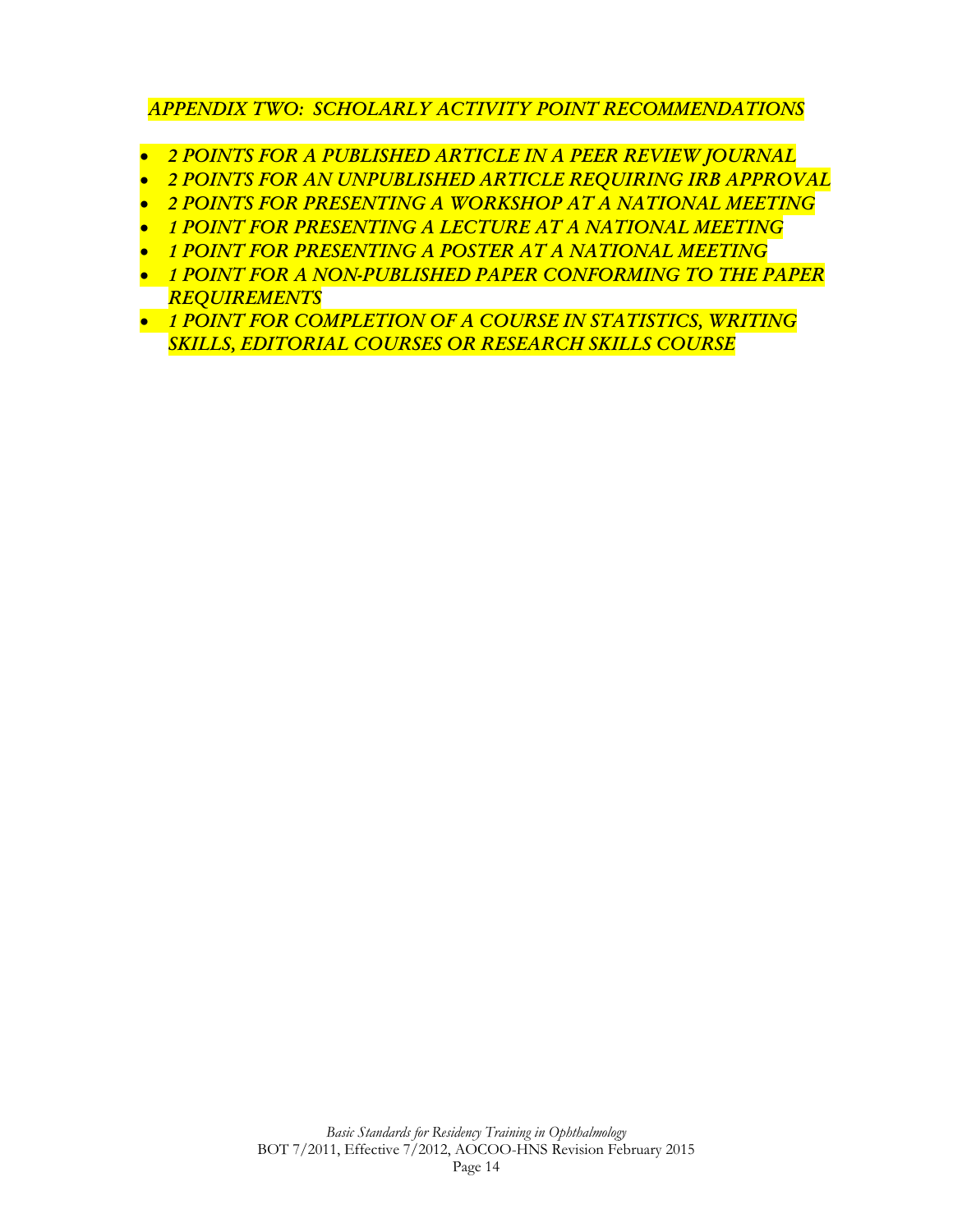## *APPENDIX TWO: SCHOLARLY ACTIVITY POINT RECOMMENDATIONS*

- *2 POINTS FOR A PUBLISHED ARTICLE IN A PEER REVIEW JOURNAL*
- *2 POINTS FOR AN UNPUBLISHED ARTICLE REQUIRING IRB APPROVAL*
- *2 POINTS FOR PRESENTING A WORKSHOP AT A NATIONAL MEETING*
- *1 POINT FOR PRESENTING A LECTURE AT A NATIONAL MEETING*
- *1 POINT FOR PRESENTING A POSTER AT A NATIONAL MEETING*
- *1 POINT FOR A NON-PUBLISHED PAPER CONFORMING TO THE PAPER REQUIREMENTS*
- *1 POINT FOR COMPLETION OF A COURSE IN STATISTICS, WRITING SKILLS, EDITORIAL COURSES OR RESEARCH SKILLS COURSE*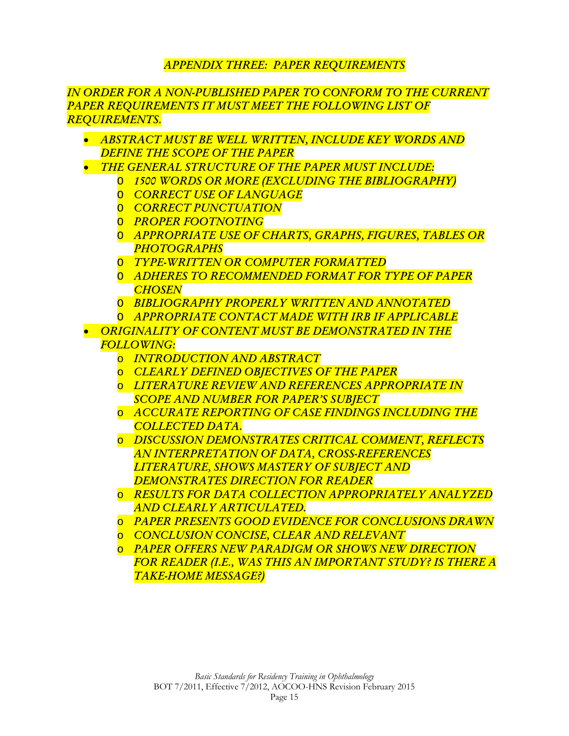## *APPENDIX THREE: PAPER REQUIREMENTS*

*IN ORDER FOR A NON-PUBLISHED PAPER TO CONFORM TO THE CURRENT PAPER REQUIREMENTS IT MUST MEET THE FOLLOWING LIST OF REQUIREMENTS.*

- *ABSTRACT MUST BE WELL WRITTEN, INCLUDE KEY WORDS AND DEFINE THE SCOPE OF THE PAPER*
- *THE GENERAL STRUCTURE OF THE PAPER MUST INCLUDE:*
  - *1500 WORDS OR MORE (EXCLUDING THE BIBLIOGRAPHY)*
  - *CORRECT USE OF LANGUAGE*
  - *CORRECT PUNCTUATION*
  - *PROPER FOOTNOTING*
  - *APPROPRIATE USE OF CHARTS, GRAPHS, FIGURES, TABLES OR PHOTOGRAPHS*
  - *TYPE-WRITTEN OR COMPUTER FORMATTED*
  - *ADHERES TO RECOMMENDED FORMAT FOR TYPE OF PAPER CHOSEN*
  - *BIBLIOGRAPHY PROPERLY WRITTEN AND ANNOTATED*
  - *APPROPRIATE CONTACT MADE WITH IRB IF APPLICABLE*
- *ORIGINALITY OF CONTENT MUST BE DEMONSTRATED IN THE FOLLOWING:*
  - *INTRODUCTION AND ABSTRACT*
  - *CLEARLY DEFINED OBJECTIVES OF THE PAPER*
  - *LITERATURE REVIEW AND REFERENCES APPROPRIATE IN SCOPE AND NUMBER FOR PAPER'S SUBJECT*
  - *ACCURATE REPORTING OF CASE FINDINGS INCLUDING THE COLLECTED DATA.*
  - *DISCUSSION DEMONSTRATES CRITICAL COMMENT, REFLECTS AN INTERPRETATION OF DATA, CROSS-REFERENCES LITERATURE, SHOWS MASTERY OF SUBJECT AND DEMONSTRATES DIRECTION FOR READER*
  - *RESULTS FOR DATA COLLECTION APPROPRIATELY ANALYZED AND CLEARLY ARTICULATED.*
  - *PAPER PRESENTS GOOD EVIDENCE FOR CONCLUSIONS DRAWN*
  - *CONCLUSION CONCISE, CLEAR AND RELEVANT*
  - *PAPER OFFERS NEW PARADIGM OR SHOWS NEW DIRECTION FOR READER (I.E., WAS THIS AN IMPORTANT STUDY? IS THERE A TAKE-HOME MESSAGE?)*